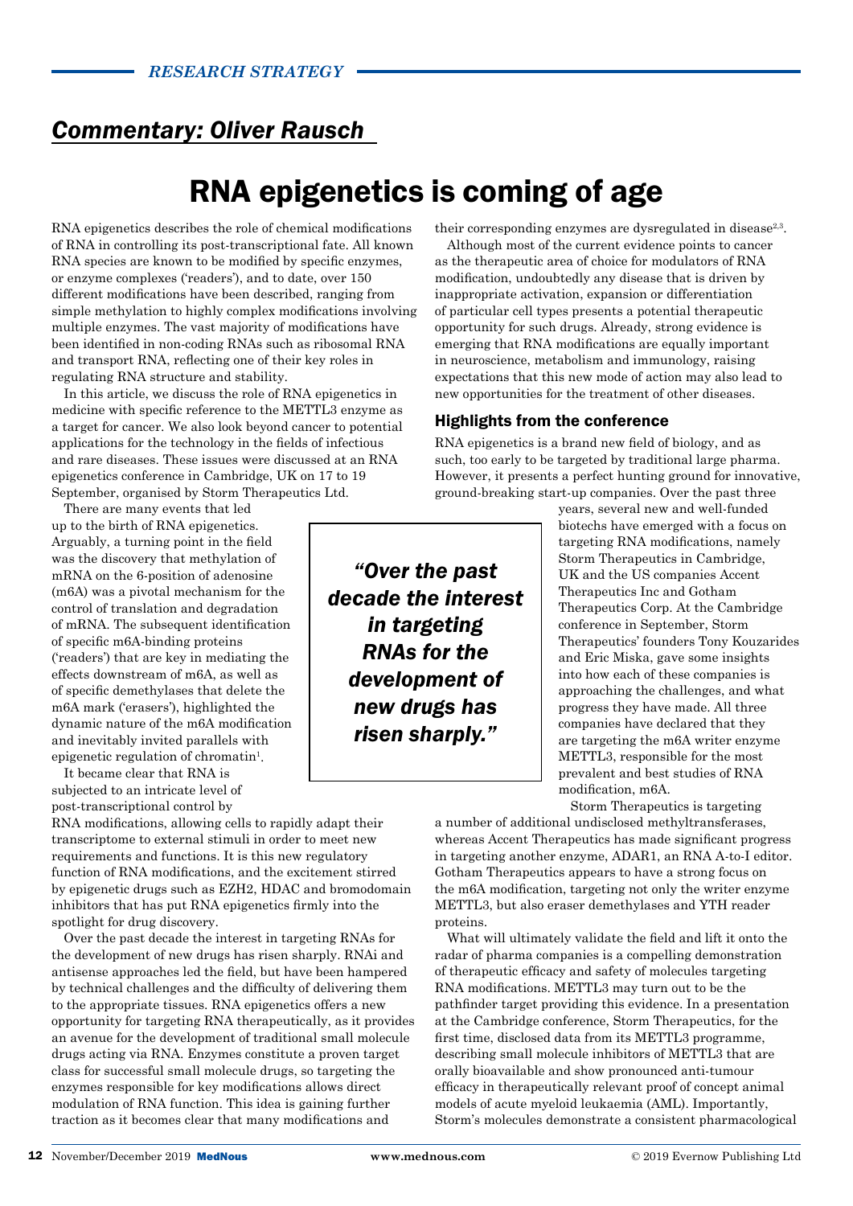*RESEARCH STRATEGY*

## *Commentary: Oliver Rausch*

# RNA epigenetics is coming of age

RNA epigenetics describes the role of chemical modifications of RNA in controlling its post-transcriptional fate. All known RNA species are known to be modified by specific enzymes, or enzyme complexes ('readers'), and to date, over 150 different modifications have been described, ranging from simple methylation to highly complex modifications involving multiple enzymes. The vast majority of modifications have been identified in non-coding RNAs such as ribosomal RNA and transport RNA, reflecting one of their key roles in regulating RNA structure and stability.

In this article, we discuss the role of RNA epigenetics in medicine with specific reference to the METTL3 enzyme as a target for cancer. We also look beyond cancer to potential applications for the technology in the fields of infectious and rare diseases. These issues were discussed at an RNA epigenetics conference in Cambridge, UK on 17 to 19 September, organised by Storm Therapeutics Ltd.

There are many events that led up to the birth of RNA epigenetics. Arguably, a turning point in the field was the discovery that methylation of mRNA on the 6-position of adenosine (m6A) was a pivotal mechanism for the control of translation and degradation of mRNA. The subsequent identification of specific m6A-binding proteins ('readers') that are key in mediating the effects downstream of m6A, as well as of specific demethylases that delete the m6A mark ('erasers'), highlighted the dynamic nature of the m6A modification and inevitably invited parallels with epigenetic regulation of chromatin[1].

It became clear that RNA is subjected to an intricate level of post-transcriptional control by RNA modifications, allowing cells to rapidly adapt their transcriptome to external stimuli in order to meet new requirements and functions. It is this new regulatory function of RNA modifications, and the excitement stirred by epigenetic drugs such as EZH2, HDAC and bromodomain inhibitors that has put RNA epigenetics firmly into the spotlight for drug discovery.

Over the past decade the interest in targeting RNAs for the development of new drugs has risen sharply. RNAi and antisense approaches led the field, but have been hampered by technical challenges and the difficulty of delivering them to the appropriate tissues. RNA epigenetics offers a new opportunity for targeting RNA therapeutically, as it provides an avenue for the development of traditional small molecule drugs acting via RNA. Enzymes constitute a proven target class for successful small molecule drugs, so targeting the enzymes responsible for key modifications allows direct modulation of RNA function. This idea is gaining further traction as it becomes clear that many modifications and their corresponding enzymes are dysregulated in disease[2,3].

Although most of the current evidence points to cancer as the therapeutic area of choice for modulators of RNA modification, undoubtedly any disease that is driven by inappropriate activation, expansion or differentiation of particular cell types presents a potential therapeutic opportunity for such drugs. Already, strong evidence is emerging that RNA modifications are equally important in neuroscience, metabolism and immunology, raising expectations that this new mode of action may also lead to new opportunities for the treatment of other diseases.

> *"Over the past decade the interest in targeting RNAs for the development of new drugs has risen sharply."*

### Highlights from the conference

RNA epigenetics is a brand new field of biology, and as such, too early to be targeted by traditional large pharma. However, it presents a perfect hunting ground for innovative, ground-breaking start-up companies. Over the past three years, several new and well-funded biotechs have emerged with a focus on targeting RNA modifications, namely Storm Therapeutics in Cambridge, UK and the US companies Accent Therapeutics Inc and Gotham Therapeutics Corp. At the Cambridge conference in September, Storm Therapeutics' founders Tony Kouzarides and Eric Miska, gave some insights into how each of these companies is approaching the challenges, and what progress they have made. All three companies have declared that they are targeting the m6A writer enzyme METTL3, responsible for the most prevalent and best studies of RNA modification, m6A.

Storm Therapeutics is targeting a number of additional undisclosed methyltransferases, whereas Accent Therapeutics has made significant progress in targeting another enzyme, ADAR1, an RNA A-to-I editor. Gotham Therapeutics appears to have a strong focus on the m6A modification, targeting not only the writer enzyme METTL3, but also eraser demethylases and YTH reader proteins.

What will ultimately validate the field and lift it onto the radar of pharma companies is a compelling demonstration of therapeutic efficacy and safety of molecules targeting RNA modifications. METTL3 may turn out to be the pathfinder target providing this evidence. In a presentation at the Cambridge conference, Storm Therapeutics, for the first time, disclosed data from its METTL3 programme, describing small molecule inhibitors of METTL3 that are orally bioavailable and show pronounced anti-tumour efficacy in therapeutically relevant proof of concept animal models of acute myeloid leukaemia (AML). Importantly, Storm's molecules demonstrate a consistent pharmacological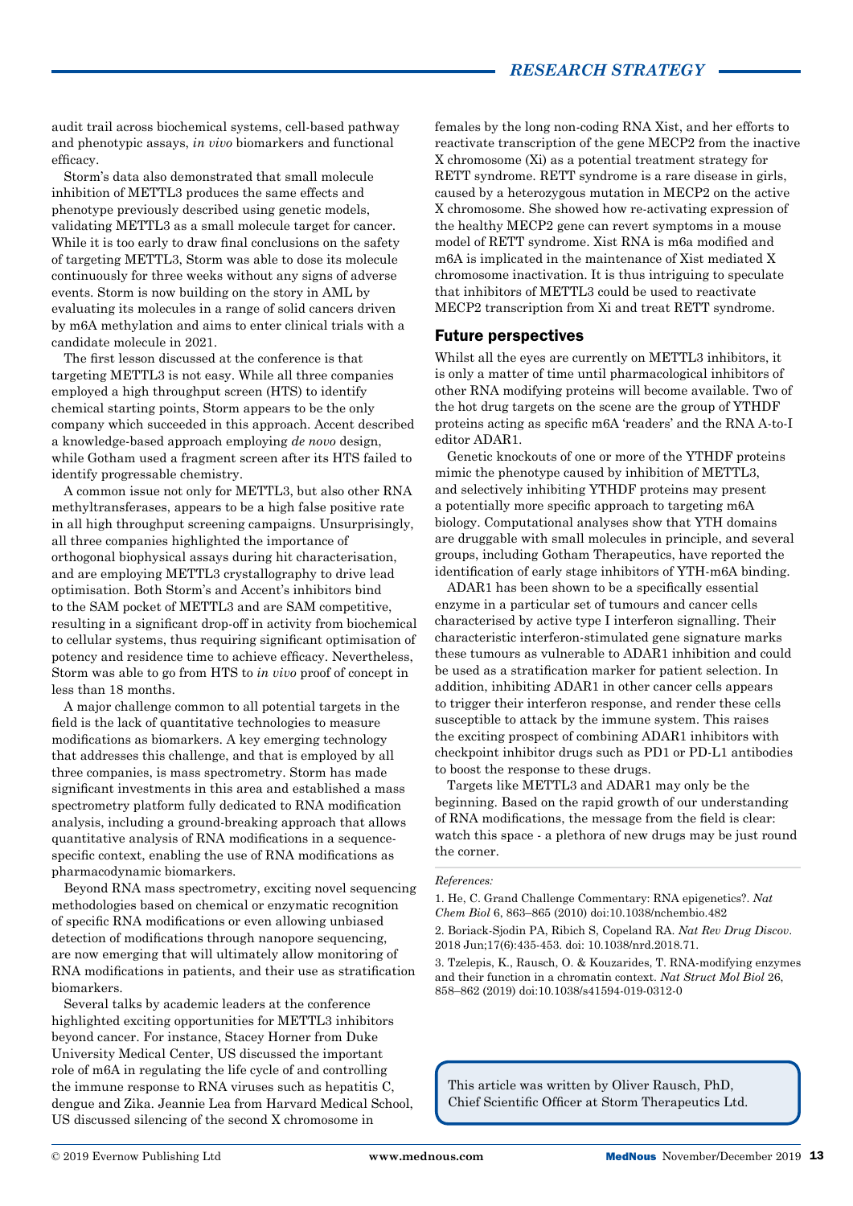audit trail across biochemical systems, cell-based pathway and phenotypic assays, *in vivo* biomarkers and functional efficacy.

Storm's data also demonstrated that small molecule inhibition of METTL3 produces the same effects and phenotype previously described using genetic models, validating METTL3 as a small molecule target for cancer. While it is too early to draw final conclusions on the safety of targeting METTL3, Storm was able to dose its molecule continuously for three weeks without any signs of adverse events. Storm is now building on the story in AML by evaluating its molecules in a range of solid cancers driven by m6A methylation and aims to enter clinical trials with a candidate molecule in 2021.

The first lesson discussed at the conference is that targeting METTL3 is not easy. While all three companies employed a high throughput screen (HTS) to identify chemical starting points, Storm appears to be the only company which succeeded in this approach. Accent described a knowledge-based approach employing *de novo* design, while Gotham used a fragment screen after its HTS failed to identify progressable chemistry.

A common issue not only for METTL3, but also other RNA methyltransferases, appears to be a high false positive rate in all high throughput screening campaigns. Unsurprisingly, all three companies highlighted the importance of orthogonal biophysical assays during hit characterisation, and are employing METTL3 crystallography to drive lead optimisation. Both Storm's and Accent's inhibitors bind to the SAM pocket of METTL3 and are SAM competitive, resulting in a significant drop-off in activity from biochemical to cellular systems, thus requiring significant optimisation of potency and residence time to achieve efficacy. Nevertheless, Storm was able to go from HTS to *in vivo* proof of concept in less than 18 months.

A major challenge common to all potential targets in the field is the lack of quantitative technologies to measure modifications as biomarkers. A key emerging technology that addresses this challenge, and that is employed by all three companies, is mass spectrometry. Storm has made significant investments in this area and established a mass spectrometry platform fully dedicated to RNA modification analysis, including a ground-breaking approach that allows quantitative analysis of RNA modifications in a sequence-specific context, enabling the use of RNA modifications as pharmacodynamic biomarkers.

Beyond RNA mass spectrometry, exciting novel sequencing methodologies based on chemical or enzymatic recognition of specific RNA modifications or even allowing unbiased detection of modifications through nanopore sequencing, are now emerging that will ultimately allow monitoring of RNA modifications in patients, and their use as stratification biomarkers.

Several talks by academic leaders at the conference highlighted exciting opportunities for METTL3 inhibitors beyond cancer. For instance, Stacey Horner from Duke University Medical Center, US discussed the important role of m6A in regulating the life cycle of and controlling the immune response to RNA viruses such as hepatitis C, dengue and Zika. Jeannie Lea from Harvard Medical School, US discussed silencing of the second X chromosome in females by the long non-coding RNA Xist, and her efforts to reactivate transcription of the gene MECP2 from the inactive X chromosome (Xi) as a potential treatment strategy for RETT syndrome. RETT syndrome is a rare disease in girls, caused by a heterozygous mutation in MECP2 on the active X chromosome. She showed how re-activating expression of the healthy MECP2 gene can revert symptoms in a mouse model of RETT syndrome. Xist RNA is m6a modified and m6A is implicated in the maintenance of Xist mediated X chromosome inactivation. It is thus intriguing to speculate that inhibitors of METTL3 could be used to reactivate MECP2 transcription from Xi and treat RETT syndrome.

## Future perspectives

Whilst all the eyes are currently on METTL3 inhibitors, it is only a matter of time until pharmacological inhibitors of other RNA modifying proteins will become available. Two of the hot drug targets on the scene are the group of YTHDF proteins acting as specific m6A 'readers' and the RNA A-to-I editor ADAR1.

Genetic knockouts of one or more of the YTHDF proteins mimic the phenotype caused by inhibition of METTL3, and selectively inhibiting YTHDF proteins may present a potentially more specific approach to targeting m6A biology. Computational analyses show that YTH domains are druggable with small molecules in principle, and several groups, including Gotham Therapeutics, have reported the identification of early stage inhibitors of YTH-m6A binding.

ADAR1 has been shown to be a specifically essential enzyme in a particular set of tumours and cancer cells characterised by active type I interferon signalling. Their characteristic interferon-stimulated gene signature marks these tumours as vulnerable to ADAR1 inhibition and could be used as a stratification marker for patient selection. In addition, inhibiting ADAR1 in other cancer cells appears to trigger their interferon response, and render these cells susceptible to attack by the immune system. This raises the exciting prospect of combining ADAR1 inhibitors with checkpoint inhibitor drugs such as PD1 or PD-L1 antibodies to boost the response to these drugs.

Targets like METTL3 and ADAR1 may only be the beginning. Based on the rapid growth of our understanding of RNA modifications, the message from the field is clear: watch this space - a plethora of new drugs may be just round the corner.

*References:*

1. He, C. Grand Challenge Commentary: RNA epigenetics?. *Nat Chem Biol* 6, 863–865 (2010) doi:10.1038/nchembio.482

2. Boriack-Sjodin PA, Ribich S, Copeland RA. *Nat Rev Drug Discov*. 2018 Jun;17(6):435-453. doi: 10.1038/nrd.2018.71.

3. Tzelepis, K., Rausch, O. & Kouzarides, T. RNA-modifying enzymes and their function in a chromatin context. *Nat Struct Mol Biol* 26, 858–862 (2019) doi:10.1038/s41594-019-0312-0

This article was written by Oliver Rausch, PhD, Chief Scientific Officer at Storm Therapeutics Ltd.